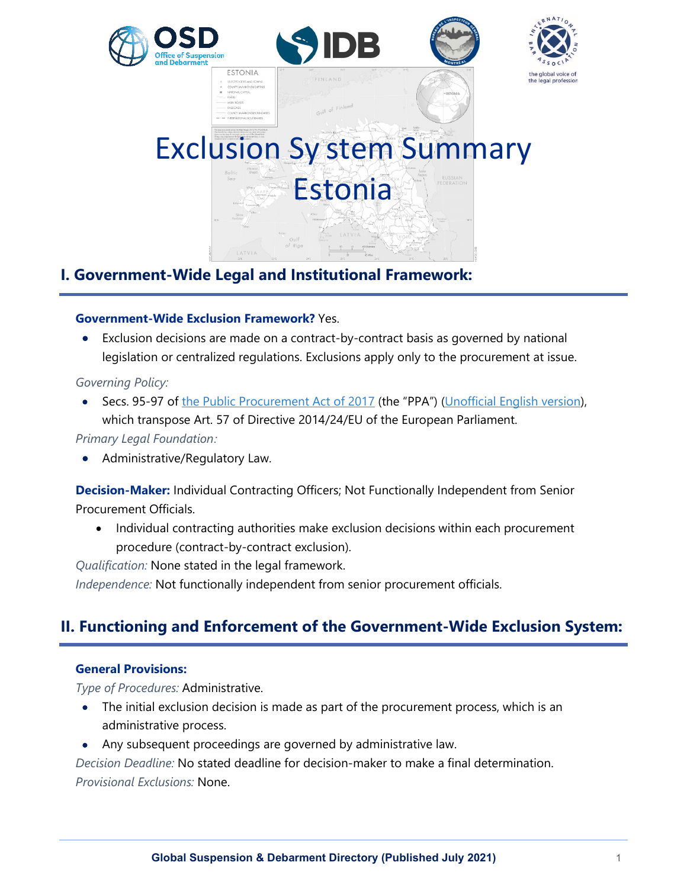# Exclusion System Summary Estonia

## I. Government-Wide Legal and Institutional Framework:

**Government-Wide Exclusion Framework?** Yes.

- Exclusion decisions are made on a contract-by-contract basis as governed by national legislation or centralized regulations. Exclusions apply only to the procurement at issue.

*Governing Policy:*

- Secs. 95-97 of the Public Procurement Act of 2017 (the "PPA") (Unofficial English version), which transpose Art. 57 of Directive 2014/24/EU of the European Parliament.

*Primary Legal Foundation:*

- Administrative/Regulatory Law.

**Decision-Maker:** Individual Contracting Officers; Not Functionally Independent from Senior Procurement Officials.

- Individual contracting authorities make exclusion decisions within each procurement procedure (contract-by-contract exclusion).

*Qualification:* None stated in the legal framework.

*Independence:* Not functionally independent from senior procurement officials.

## II. Functioning and Enforcement of the Government-Wide Exclusion System:

**General Provisions:**

*Type of Procedures:* Administrative.

- The initial exclusion decision is made as part of the procurement process, which is an administrative process.
- Any subsequent proceedings are governed by administrative law.

*Decision Deadline:* No stated deadline for decision-maker to make a final determination.

*Provisional Exclusions:* None.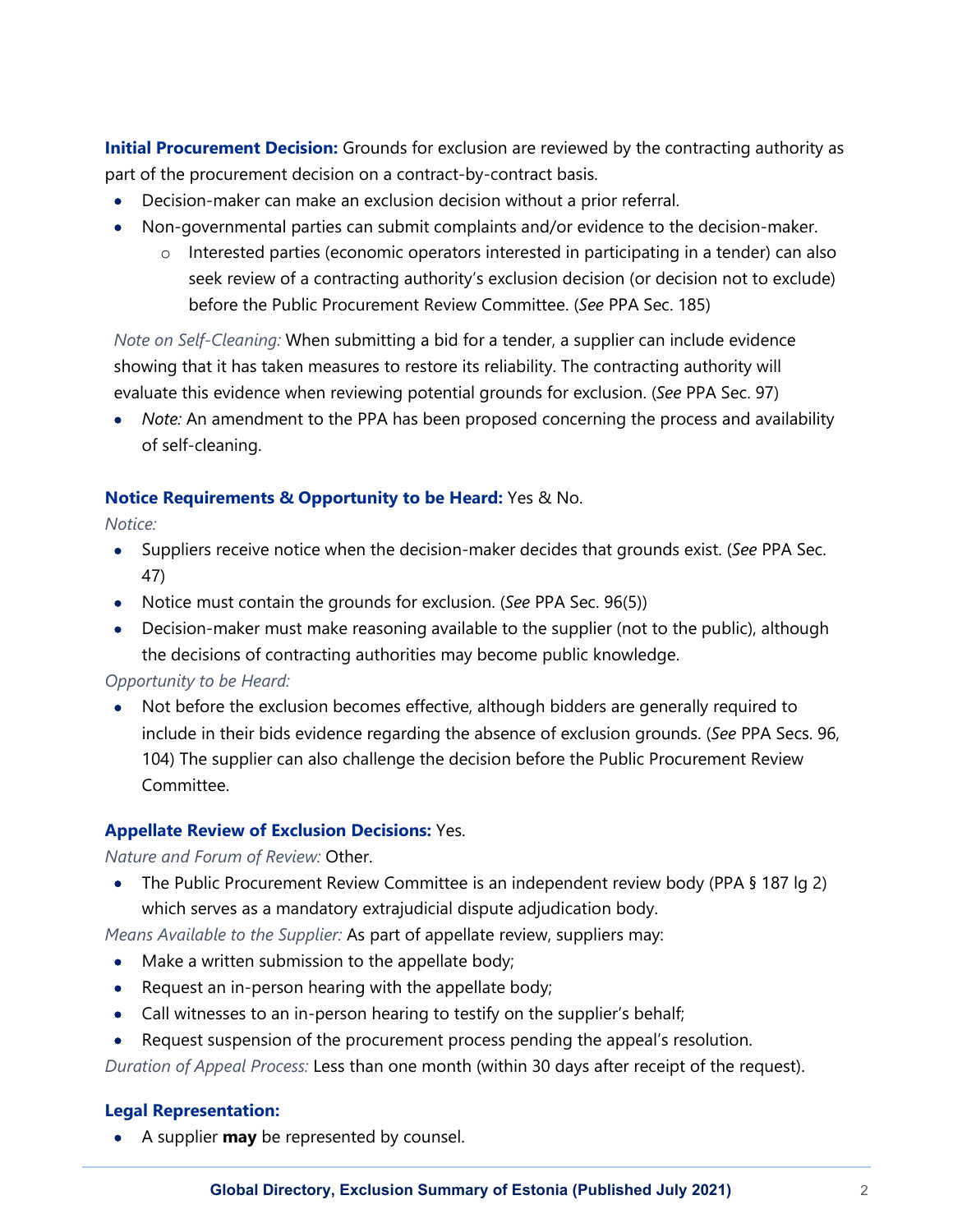**Initial Procurement Decision:** Grounds for exclusion are reviewed by the contracting authority as part of the procurement decision on a contract-by-contract basis.

- Decision-maker can make an exclusion decision without a prior referral.
- Non-governmental parties can submit complaints and/or evidence to the decision-maker.
  - Interested parties (economic operators interested in participating in a tender) can also seek review of a contracting authority's exclusion decision (or decision not to exclude) before the Public Procurement Review Committee. (*See* PPA Sec. 185)

*Note on Self-Cleaning:* When submitting a bid for a tender, a supplier can include evidence showing that it has taken measures to restore its reliability. The contracting authority will evaluate this evidence when reviewing potential grounds for exclusion. (*See* PPA Sec. 97)

- *Note:* An amendment to the PPA has been proposed concerning the process and availability of self-cleaning.

**Notice Requirements & Opportunity to be Heard:** Yes & No.

*Notice:*

- Suppliers receive notice when the decision-maker decides that grounds exist. (*See* PPA Sec. 47)
- Notice must contain the grounds for exclusion. (*See* PPA Sec. 96(5))
- Decision-maker must make reasoning available to the supplier (not to the public), although the decisions of contracting authorities may become public knowledge.

*Opportunity to be Heard:*

- Not before the exclusion becomes effective, although bidders are generally required to include in their bids evidence regarding the absence of exclusion grounds. (*See* PPA Secs. 96, 104) The supplier can also challenge the decision before the Public Procurement Review Committee.

**Appellate Review of Exclusion Decisions:** Yes.

*Nature and Forum of Review:* Other.

- The Public Procurement Review Committee is an independent review body (PPA § 187 lg 2) which serves as a mandatory extrajudicial dispute adjudication body.

*Means Available to the Supplier:* As part of appellate review, suppliers may:

- Make a written submission to the appellate body;
- Request an in-person hearing with the appellate body;
- Call witnesses to an in-person hearing to testify on the supplier's behalf;
- Request suspension of the procurement process pending the appeal's resolution.

*Duration of Appeal Process:* Less than one month (within 30 days after receipt of the request).

**Legal Representation:**

- A supplier **may** be represented by counsel.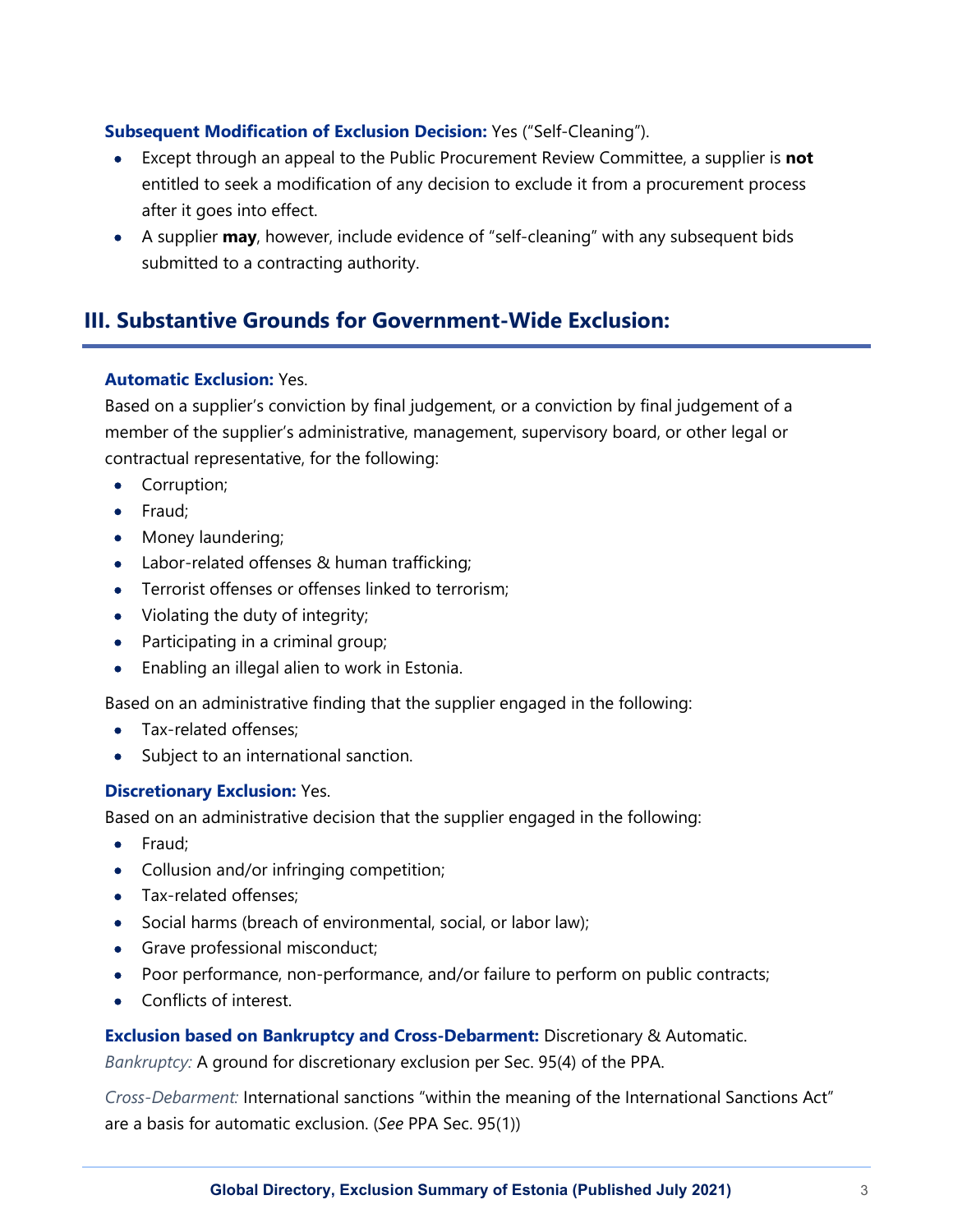**Subsequent Modification of Exclusion Decision:** Yes ("Self-Cleaning").

- Except through an appeal to the Public Procurement Review Committee, a supplier is **not** entitled to seek a modification of any decision to exclude it from a procurement process after it goes into effect.
- A supplier **may**, however, include evidence of "self-cleaning" with any subsequent bids submitted to a contracting authority.

## III. Substantive Grounds for Government-Wide Exclusion:

**Automatic Exclusion:** Yes.

Based on a supplier's conviction by final judgement, or a conviction by final judgement of a member of the supplier's administrative, management, supervisory board, or other legal or contractual representative, for the following:

- Corruption;
- Fraud;
- Money laundering;
- Labor-related offenses & human trafficking;
- Terrorist offenses or offenses linked to terrorism;
- Violating the duty of integrity;
- Participating in a criminal group;
- Enabling an illegal alien to work in Estonia.

Based on an administrative finding that the supplier engaged in the following:

- Tax-related offenses;
- Subject to an international sanction.

**Discretionary Exclusion:** Yes.

Based on an administrative decision that the supplier engaged in the following:

- Fraud;
- Collusion and/or infringing competition;
- Tax-related offenses;
- Social harms (breach of environmental, social, or labor law);
- Grave professional misconduct;
- Poor performance, non-performance, and/or failure to perform on public contracts;
- Conflicts of interest.

**Exclusion based on Bankruptcy and Cross-Debarment:** Discretionary & Automatic.

*Bankruptcy:* A ground for discretionary exclusion per Sec. 95(4) of the PPA.

*Cross-Debarment:* International sanctions "within the meaning of the International Sanctions Act" are a basis for automatic exclusion. (*See* PPA Sec. 95(1))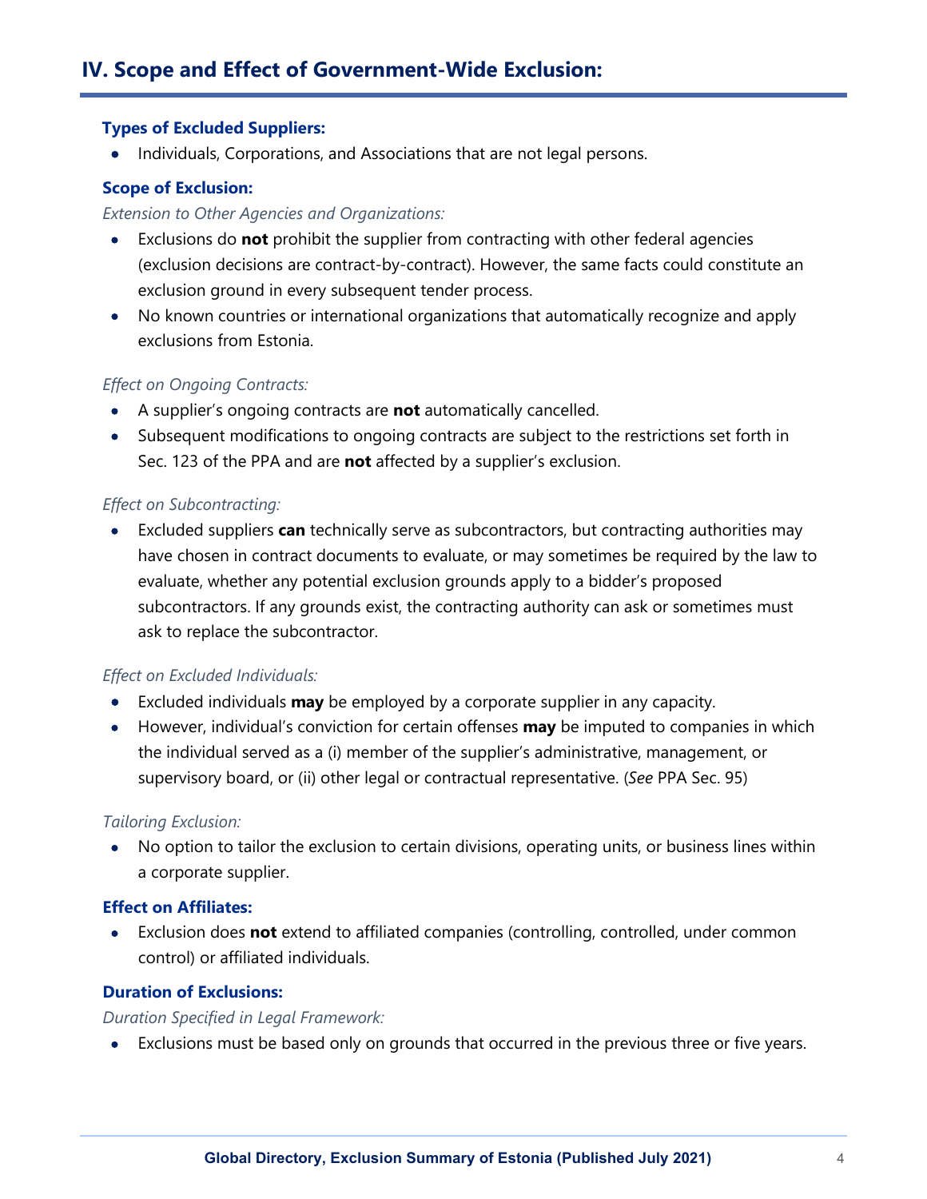## IV. Scope and Effect of Government-Wide Exclusion:

### Types of Excluded Suppliers:

- Individuals, Corporations, and Associations that are not legal persons.

### Scope of Exclusion:

*Extension to Other Agencies and Organizations:*

- Exclusions do **not** prohibit the supplier from contracting with other federal agencies (exclusion decisions are contract-by-contract). However, the same facts could constitute an exclusion ground in every subsequent tender process.
- No known countries or international organizations that automatically recognize and apply exclusions from Estonia.

*Effect on Ongoing Contracts:*

- A supplier's ongoing contracts are **not** automatically cancelled.
- Subsequent modifications to ongoing contracts are subject to the restrictions set forth in Sec. 123 of the PPA and are **not** affected by a supplier's exclusion.

*Effect on Subcontracting:*

- Excluded suppliers **can** technically serve as subcontractors, but contracting authorities may have chosen in contract documents to evaluate, or may sometimes be required by the law to evaluate, whether any potential exclusion grounds apply to a bidder's proposed subcontractors. If any grounds exist, the contracting authority can ask or sometimes must ask to replace the subcontractor.

*Effect on Excluded Individuals:*

- Excluded individuals **may** be employed by a corporate supplier in any capacity.
- However, individual's conviction for certain offenses **may** be imputed to companies in which the individual served as a (i) member of the supplier's administrative, management, or supervisory board, or (ii) other legal or contractual representative. (*See* PPA Sec. 95)

*Tailoring Exclusion:*

- No option to tailor the exclusion to certain divisions, operating units, or business lines within a corporate supplier.

### Effect on Affiliates:

- Exclusion does **not** extend to affiliated companies (controlling, controlled, under common control) or affiliated individuals.

### Duration of Exclusions:

*Duration Specified in Legal Framework:*

- Exclusions must be based only on grounds that occurred in the previous three or five years.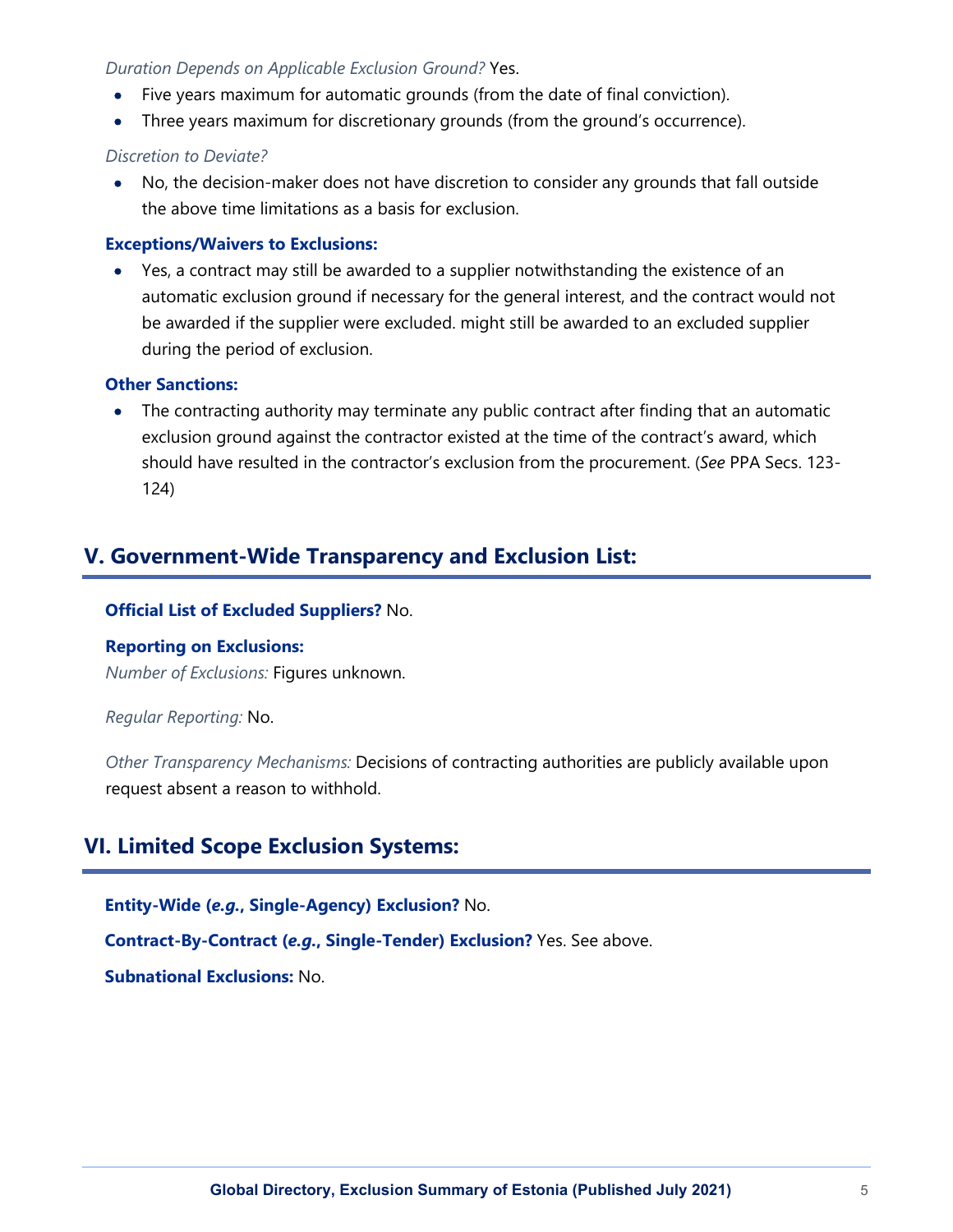*Duration Depends on Applicable Exclusion Ground?* Yes.

- Five years maximum for automatic grounds (from the date of final conviction).
- Three years maximum for discretionary grounds (from the ground's occurrence).

*Discretion to Deviate?*

- No, the decision-maker does not have discretion to consider any grounds that fall outside the above time limitations as a basis for exclusion.

**Exceptions/Waivers to Exclusions:**

- Yes, a contract may still be awarded to a supplier notwithstanding the existence of an automatic exclusion ground if necessary for the general interest, and the contract would not be awarded if the supplier were excluded. might still be awarded to an excluded supplier during the period of exclusion.

**Other Sanctions:**

- The contracting authority may terminate any public contract after finding that an automatic exclusion ground against the contractor existed at the time of the contract's award, which should have resulted in the contractor's exclusion from the procurement. (*See* PPA Secs. 123-124)

## V. Government-Wide Transparency and Exclusion List:

**Official List of Excluded Suppliers?** No.

**Reporting on Exclusions:**

*Number of Exclusions:* Figures unknown.

*Regular Reporting:* No.

*Other Transparency Mechanisms:* Decisions of contracting authorities are publicly available upon request absent a reason to withhold.

## VI. Limited Scope Exclusion Systems:

**Entity-Wide (*e.g.*, Single-Agency) Exclusion?** No.

**Contract-By-Contract (*e.g.*, Single-Tender) Exclusion?** Yes. See above.

**Subnational Exclusions:** No.